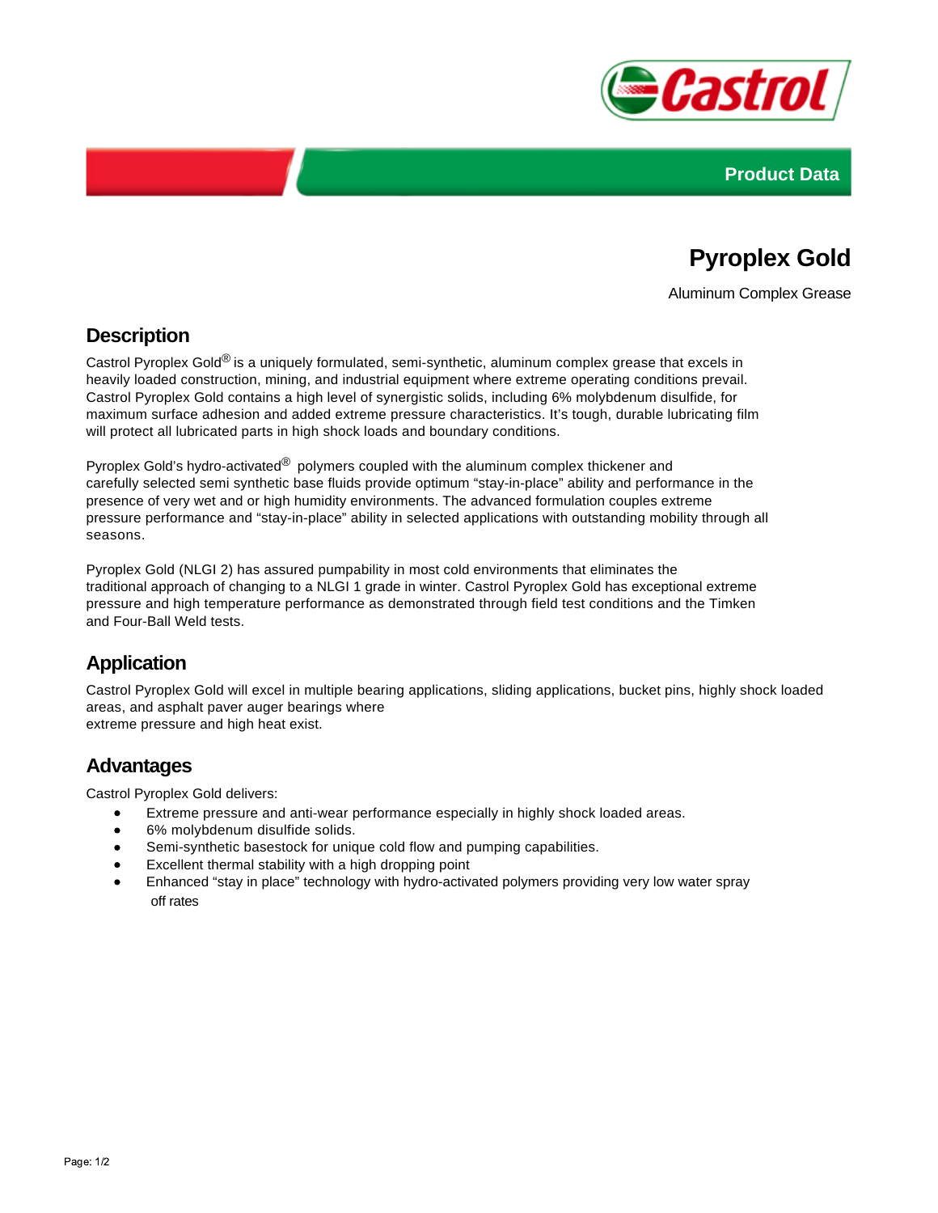Product Data

# Pyroplex Gold

Aluminum Complex Grease

## Description

Castrol Pyroplex Gold® is a uniquely formulated, semi-synthetic, aluminum complex grease that excels in heavily loaded construction, mining, and industrial equipment where extreme operating conditions prevail. Castrol Pyroplex Gold contains a high level of synergistic solids, including 6% molybdenum disulfide, for maximum surface adhesion and added extreme pressure characteristics. It's tough, durable lubricating film will protect all lubricated parts in high shock loads and boundary conditions.

Pyroplex Gold's hydro-activated® polymers coupled with the aluminum complex thickener and carefully selected semi synthetic base fluids provide optimum "stay-in-place" ability and performance in the presence of very wet and or high humidity environments. The advanced formulation couples extreme pressure performance and "stay-in-place" ability in selected applications with outstanding mobility through all seasons.

Pyroplex Gold (NLGI 2) has assured pumpability in most cold environments that eliminates the traditional approach of changing to a NLGI 1 grade in winter. Castrol Pyroplex Gold has exceptional extreme pressure and high temperature performance as demonstrated through field test conditions and the Timken and Four-Ball Weld tests.

## Application

Castrol Pyroplex Gold will excel in multiple bearing applications, sliding applications, bucket pins, highly shock loaded areas, and asphalt paver auger bearings where extreme pressure and high heat exist.

## Advantages

Castrol Pyroplex Gold delivers:

- Extreme pressure and anti-wear performance especially in highly shock loaded areas.
- 6% molybdenum disulfide solids.
- Semi-synthetic basestock for unique cold flow and pumping capabilities.
- Excellent thermal stability with a high dropping point
- Enhanced "stay in place" technology with hydro-activated polymers providing very low water spray off rates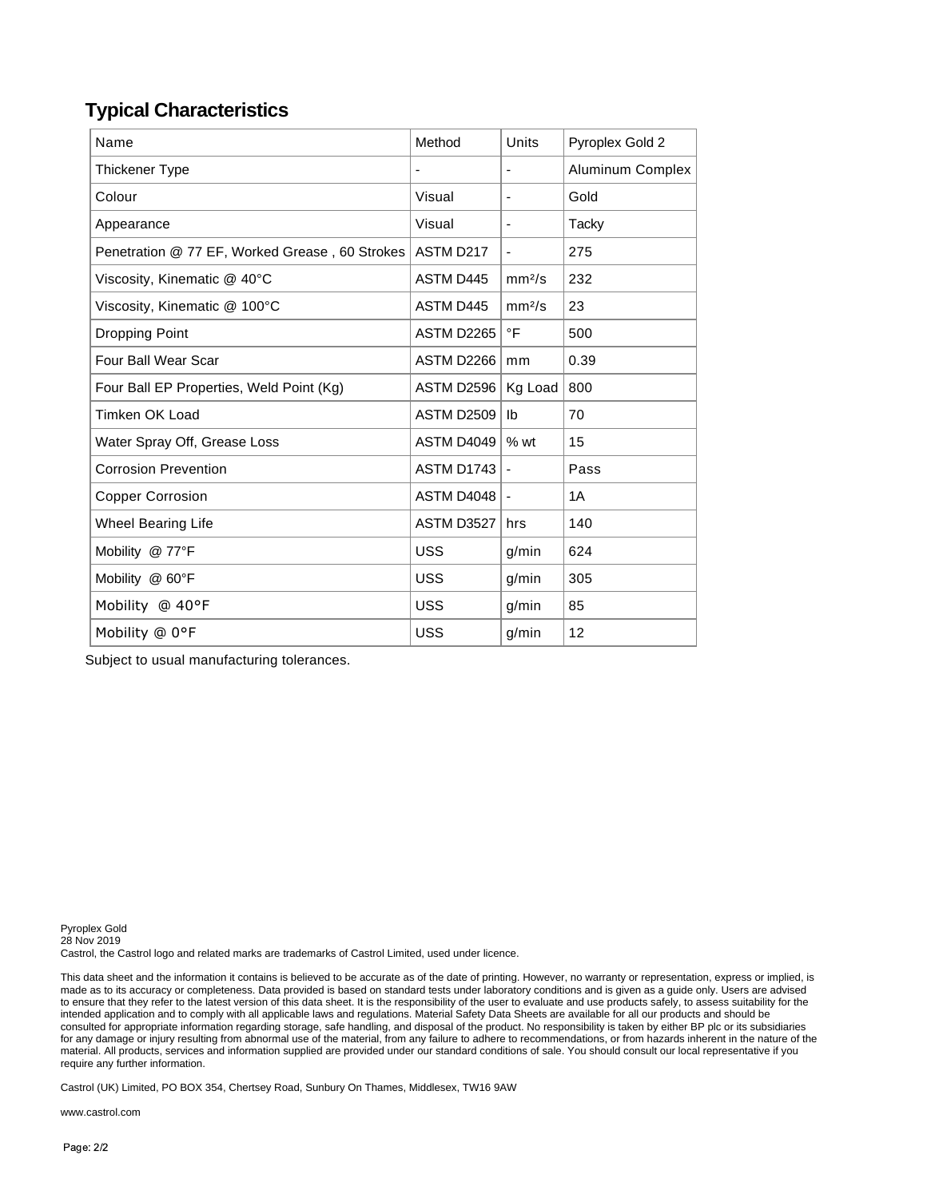## Typical Characteristics

| Name | Method | Units | Pyroplex Gold 2 |
|---|---|---|---|
| Thickener Type | - | - | Aluminum Complex |
| Colour | Visual | - | Gold |
| Appearance | Visual | - | Tacky |
| Penetration @ 77 EF, Worked Grease , 60 Strokes | ASTM D217 | - | 275 |
| Viscosity, Kinematic @ 40°C | ASTM D445 | $mm^2/s$ | 232 |
| Viscosity, Kinematic @ 100°C | ASTM D445 | $mm^2/s$ | 23 |
| Dropping Point | ASTM D2265 | °F | 500 |
| Four Ball Wear Scar | ASTM D2266 | mm | 0.39 |
| Four Ball EP Properties, Weld Point (Kg) | ASTM D2596 | Kg Load | 800 |
| Timken OK Load | ASTM D2509 | lb | 70 |
| Water Spray Off, Grease Loss | ASTM D4049 | % wt | 15 |
| Corrosion Prevention | ASTM D1743 | - | Pass |
| Copper Corrosion | ASTM D4048 | - | 1A |
| Wheel Bearing Life | ASTM D3527 | hrs | 140 |
| Mobility @ 77°F | USS | g/min | 624 |
| Mobility @ 60°F | USS | g/min | 305 |
| Mobility @ 40°F | USS | g/min | 85 |
| Mobility @ 0°F | USS | g/min | 12 |

Subject to usual manufacturing tolerances.

Pyroplex Gold
28 Nov 2019
Castrol, the Castrol logo and related marks are trademarks of Castrol Limited, used under licence.

This data sheet and the information it contains is believed to be accurate as of the date of printing. However, no warranty or representation, express or implied, is made as to its accuracy or completeness. Data provided is based on standard tests under laboratory conditions and is given as a guide only. Users are advised to ensure that they refer to the latest version of this data sheet. It is the responsibility of the user to evaluate and use products safely, to assess suitability for the intended application and to comply with all applicable laws and regulations. Material Safety Data Sheets are available for all our products and should be consulted for appropriate information regarding storage, safe handling, and disposal of the product. No responsibility is taken by either BP plc or its subsidiaries for any damage or injury resulting from abnormal use of the material, from any failure to adhere to recommendations, or from hazards inherent in the nature of the material. All products, services and information supplied are provided under our standard conditions of sale. You should consult our local representative if you require any further information.

Castrol (UK) Limited, PO BOX 354, Chertsey Road, Sunbury On Thames, Middlesex, TW16 9AW

www.castrol.com